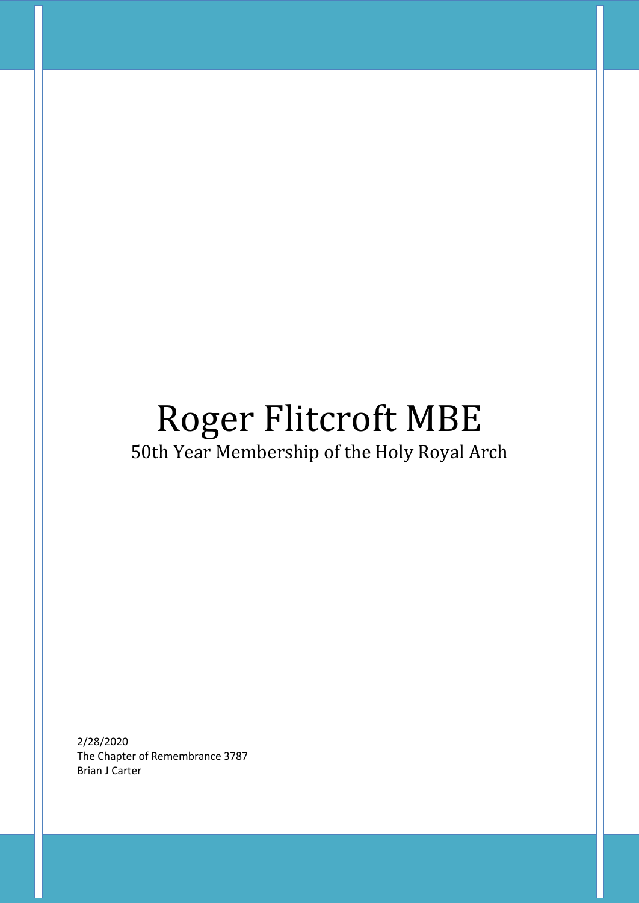# Roger Flitcroft MBE

## 50th Year Membership of the Holy Royal Arch

2/28/2020
The Chapter of Remembrance 3787
Brian J Carter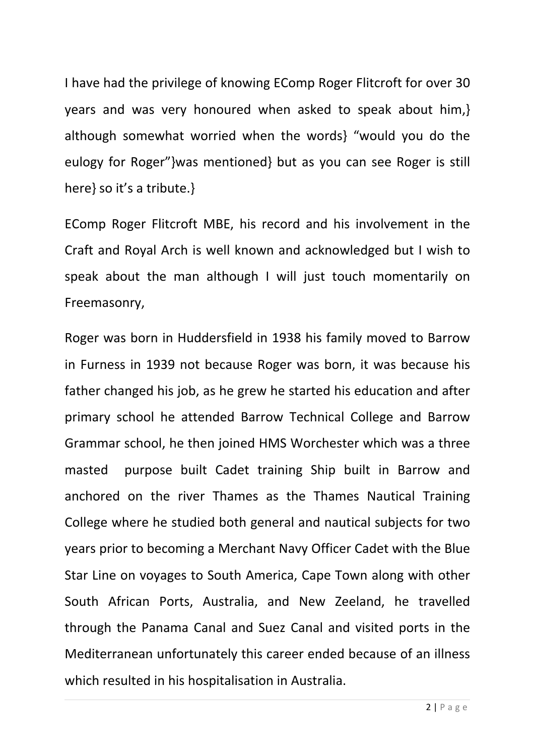I have had the privilege of knowing EComp Roger Flitcroft for over 30 years and was very honoured when asked to speak about him,} although somewhat worried when the words} "would you do the eulogy for Roger"}was mentioned} but as you can see Roger is still here} so it's a tribute.}

EComp Roger Flitcroft MBE, his record and his involvement in the Craft and Royal Arch is well known and acknowledged but I wish to speak about the man although I will just touch momentarily on Freemasonry,

Roger was born in Huddersfield in 1938 his family moved to Barrow in Furness in 1939 not because Roger was born, it was because his father changed his job, as he grew he started his education and after primary school he attended Barrow Technical College and Barrow Grammar school, he then joined HMS Worchester which was a three masted purpose built Cadet training Ship built in Barrow and anchored on the river Thames as the Thames Nautical Training College where he studied both general and nautical subjects for two years prior to becoming a Merchant Navy Officer Cadet with the Blue Star Line on voyages to South America, Cape Town along with other South African Ports, Australia, and New Zeeland, he travelled through the Panama Canal and Suez Canal and visited ports in the Mediterranean unfortunately this career ended because of an illness which resulted in his hospitalisation in Australia.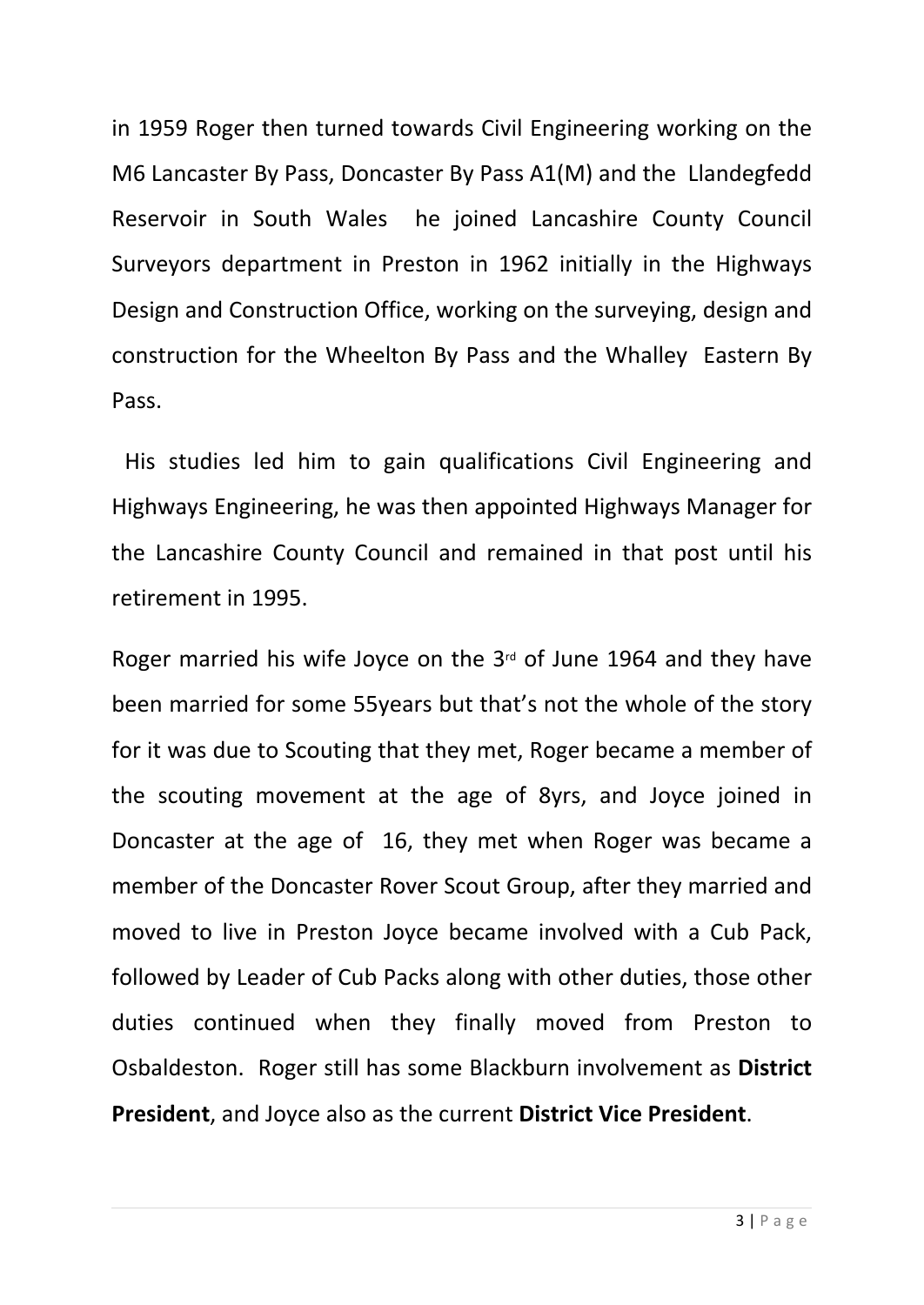in 1959 Roger then turned towards Civil Engineering working on the M6 Lancaster By Pass, Doncaster By Pass A1(M) and the Llandegfedd Reservoir in South Wales he joined Lancashire County Council Surveyors department in Preston in 1962 initially in the Highways Design and Construction Office, working on the surveying, design and construction for the Wheelton By Pass and the Whalley Eastern By Pass.

His studies led him to gain qualifications Civil Engineering and Highways Engineering, he was then appointed Highways Manager for the Lancashire County Council and remained in that post until his retirement in 1995.

Roger married his wife Joyce on the 3rd of June 1964 and they have been married for some 55years but that's not the whole of the story for it was due to Scouting that they met, Roger became a member of the scouting movement at the age of 8yrs, and Joyce joined in Doncaster at the age of 16, they met when Roger was became a member of the Doncaster Rover Scout Group, after they married and moved to live in Preston Joyce became involved with a Cub Pack, followed by Leader of Cub Packs along with other duties, those other duties continued when they finally moved from Preston to Osbaldeston. Roger still has some Blackburn involvement as **District President**, and Joyce also as the current **District Vice President**.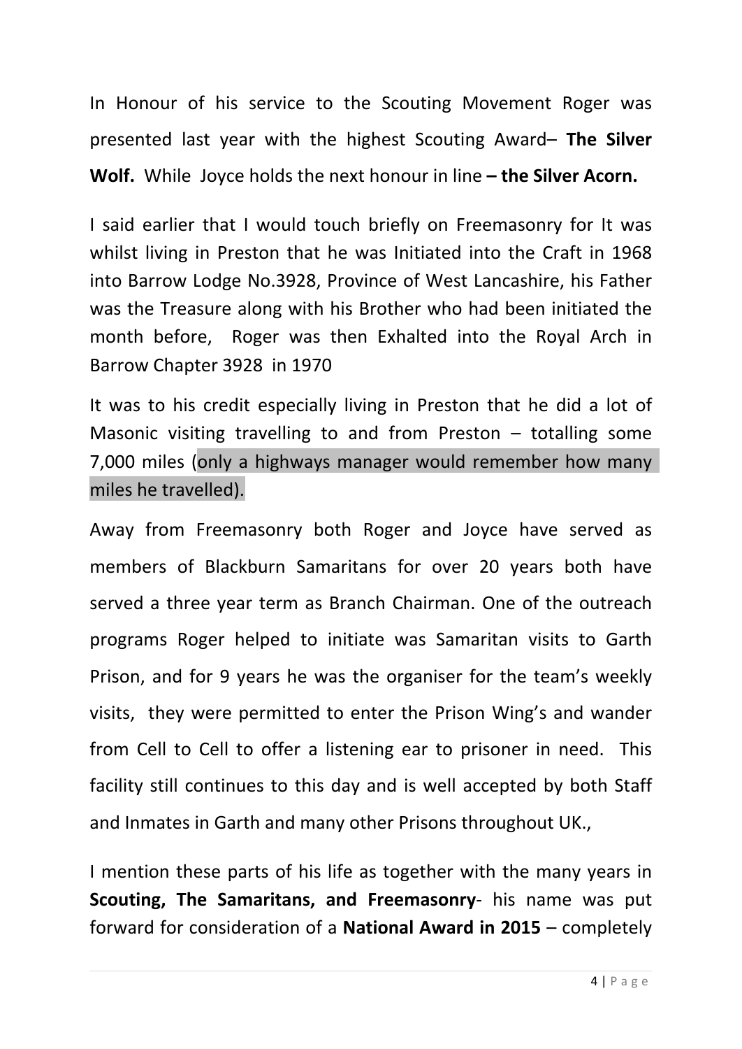In Honour of his service to the Scouting Movement Roger was presented last year with the highest Scouting Award– **The Silver Wolf.** While Joyce holds the next honour in line **– the Silver Acorn.**

I said earlier that I would touch briefly on Freemasonry for It was whilst living in Preston that he was Initiated into the Craft in 1968 into Barrow Lodge No.3928, Province of West Lancashire, his Father was the Treasure along with his Brother who had been initiated the month before, Roger was then Exhalted into the Royal Arch in Barrow Chapter 3928 in 1970

It was to his credit especially living in Preston that he did a lot of Masonic visiting travelling to and from Preston – totalling some 7,000 miles (only a highways manager would remember how many miles he travelled).

Away from Freemasonry both Roger and Joyce have served as members of Blackburn Samaritans for over 20 years both have served a three year term as Branch Chairman. One of the outreach programs Roger helped to initiate was Samaritan visits to Garth Prison, and for 9 years he was the organiser for the team's weekly visits, they were permitted to enter the Prison Wing's and wander from Cell to Cell to offer a listening ear to prisoner in need. This facility still continues to this day and is well accepted by both Staff and Inmates in Garth and many other Prisons throughout UK.,

I mention these parts of his life as together with the many years in **Scouting, The Samaritans, and Freemasonry**- his name was put forward for consideration of a **National Award in 2015** – completely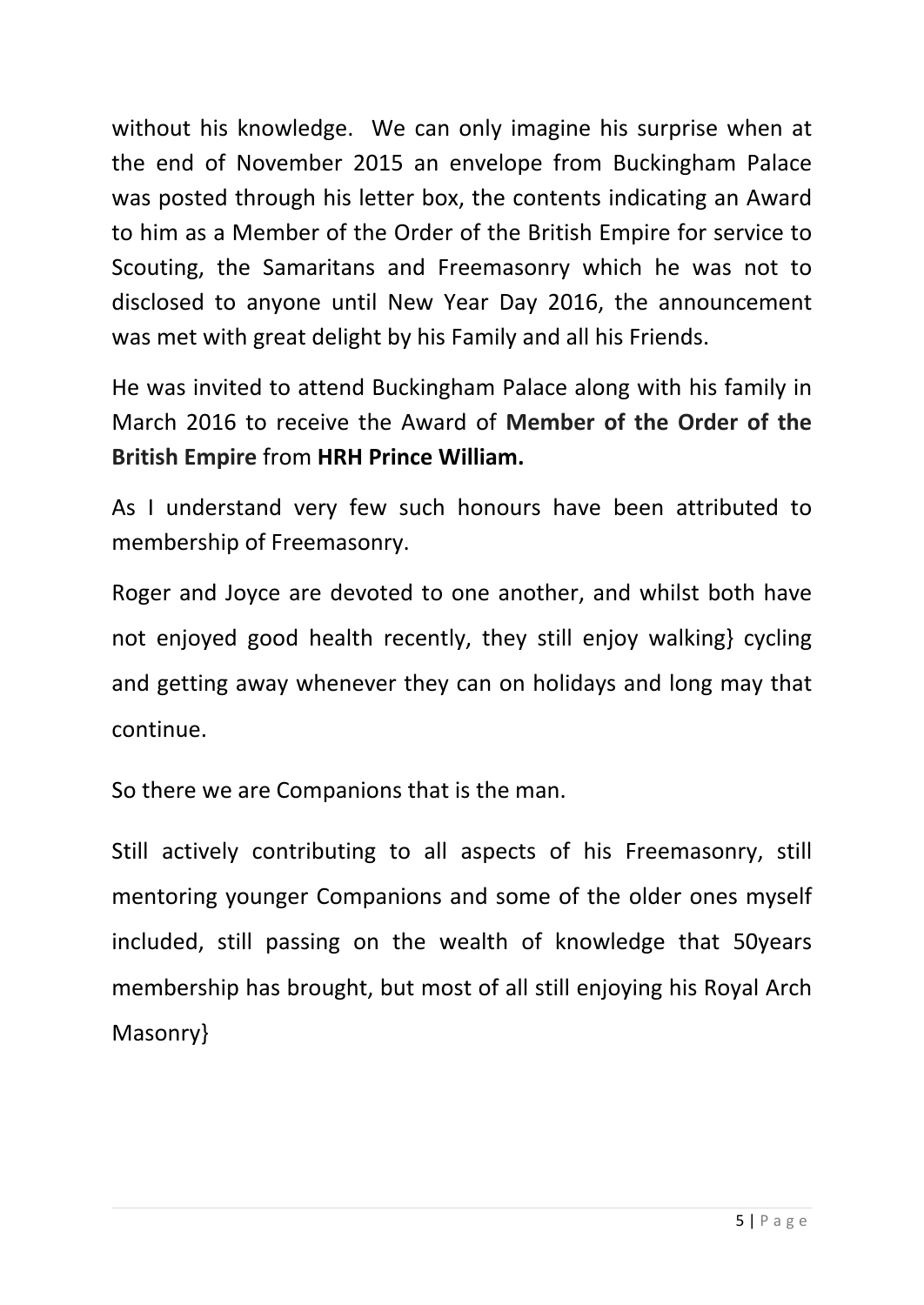without his knowledge. We can only imagine his surprise when at the end of November 2015 an envelope from Buckingham Palace was posted through his letter box, the contents indicating an Award to him as a Member of the Order of the British Empire for service to Scouting, the Samaritans and Freemasonry which he was not to disclosed to anyone until New Year Day 2016, the announcement was met with great delight by his Family and all his Friends.

He was invited to attend Buckingham Palace along with his family in March 2016 to receive the Award of **Member of the Order of the British Empire** from **HRH Prince William.**

As I understand very few such honours have been attributed to membership of Freemasonry.

Roger and Joyce are devoted to one another, and whilst both have not enjoyed good health recently, they still enjoy walking} cycling and getting away whenever they can on holidays and long may that continue.

So there we are Companions that is the man.

Still actively contributing to all aspects of his Freemasonry, still mentoring younger Companions and some of the older ones myself included, still passing on the wealth of knowledge that 50years membership has brought, but most of all still enjoying his Royal Arch Masonry}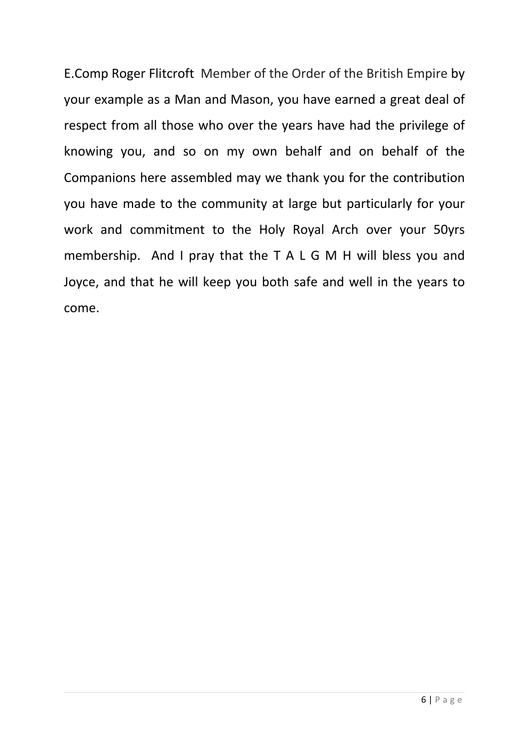E.Comp Roger Flitcroft Member of the Order of the British Empire by your example as a Man and Mason, you have earned a great deal of respect from all those who over the years have had the privilege of knowing you, and so on my own behalf and on behalf of the Companions here assembled may we thank you for the contribution you have made to the community at large but particularly for your work and commitment to the Holy Royal Arch over your 50yrs membership. And I pray that the T A L G M H will bless you and Joyce, and that he will keep you both safe and well in the years to come.